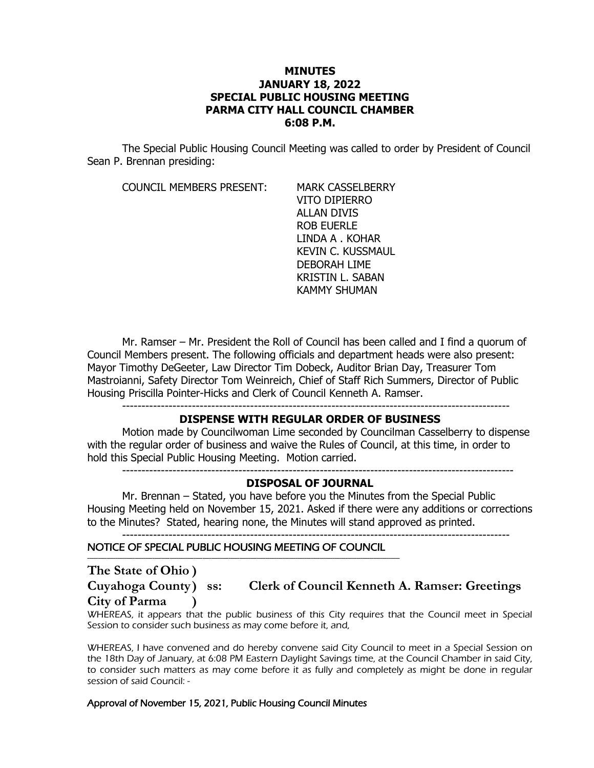**MINUTES**
**JANUARY 18, 2022**
**SPECIAL PUBLIC HOUSING MEETING**
**PARMA CITY HALL COUNCIL CHAMBER**
**6:08 P.M.**

The Special Public Housing Council Meeting was called to order by President of Council Sean P. Brennan presiding:

COUNCIL MEMBERS PRESENT:
MARK CASSELBERRY
VITO DIPIERRO
ALLAN DIVIS
ROB EUERLE
LINDA A . KOHAR
KEVIN C. KUSSMAUL
DEBORAH LIME
KRISTIN L. SABAN
KAMMY SHUMAN

Mr. Ramser – Mr. President the Roll of Council has been called and I find a quorum of Council Members present. The following officials and department heads were also present: Mayor Timothy DeGeeter, Law Director Tim Dobeck, Auditor Brian Day, Treasurer Tom Mastroianni, Safety Director Tom Weinreich, Chief of Staff Rich Summers, Director of Public Housing Priscilla Pointer-Hicks and Clerk of Council Kenneth A. Ramser.

---

**DISPENSE WITH REGULAR ORDER OF BUSINESS**

Motion made by Councilwoman Lime seconded by Councilman Casselberry to dispense with the regular order of business and waive the Rules of Council, at this time, in order to hold this Special Public Housing Meeting. Motion carried.

---

**DISPOSAL OF JOURNAL**

Mr. Brennan – Stated, you have before you the Minutes from the Special Public Housing Meeting held on November 15, 2021. Asked if there were any additions or corrections to the Minutes? Stated, hearing none, the Minutes will stand approved as printed.

---

NOTICE OF SPECIAL PUBLIC HOUSING MEETING OF COUNCIL

**The State of Ohio )**
**Cuyahoga County) ss: Clerk of Council Kenneth A. Ramser: Greetings**
**City of Parma )**

*WHEREAS, it appears that the public business of this City requires that the Council meet in Special Session to consider such business as may come before it, and,*

*WHEREAS, I have convened and do hereby convene said City Council to meet in a Special Session on the 18th Day of January, at 6:08 PM Eastern Daylight Savings time, at the Council Chamber in said City, to consider such matters as may come before it as fully and completely as might be done in regular session of said Council: -*

Approval of November 15, 2021, Public Housing Council Minutes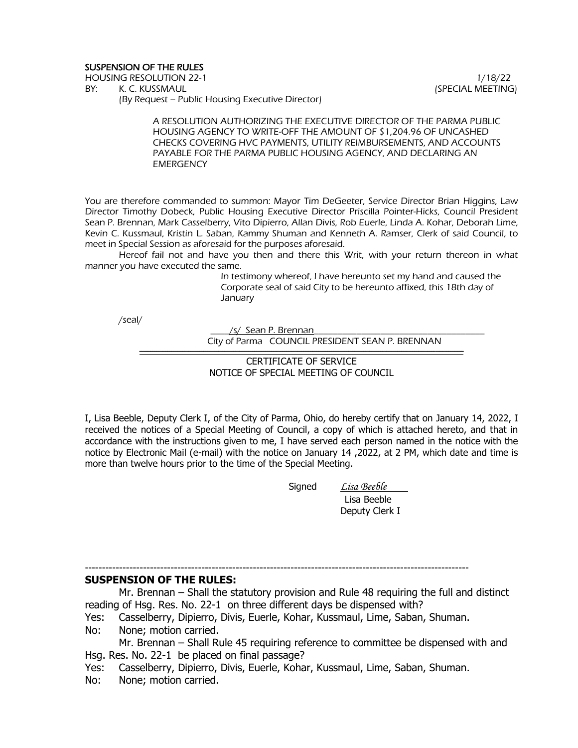**SUSPENSION OF THE RULES**

HOUSING RESOLUTION 22-1 1/18/22

BY: K. C. KUSSMAUL (SPECIAL MEETING)

(By Request – Public Housing Executive Director)

A RESOLUTION AUTHORIZING THE EXECUTIVE DIRECTOR OF THE PARMA PUBLIC HOUSING AGENCY TO WRITE-OFF THE AMOUNT OF $1,204.96 OF UNCASHED CHECKS COVERING HVC PAYMENTS, UTILITY REIMBURSEMENTS, AND ACCOUNTS PAYABLE FOR THE PARMA PUBLIC HOUSING AGENCY, AND DECLARING AN EMERGENCY

You are therefore commanded to summon: Mayor Tim DeGeeter, Service Director Brian Higgins, Law Director Timothy Dobeck, Public Housing Executive Director Priscilla Pointer-Hicks, Council President Sean P. Brennan, Mark Casselberry, Vito Dipierro, Allan Divis, Rob Euerle, Linda A. Kohar, Deborah Lime, Kevin C. Kussmaul, Kristin L. Saban, Kammy Shuman and Kenneth A. Ramser, Clerk of said Council, to meet in Special Session as aforesaid for the purposes aforesaid.

Hereof fail not and have you then and there this Writ, with your return thereon in what manner you have executed the same.

In testimony whereof, I have hereunto set my hand and caused the Corporate seal of said City to be hereunto affixed, this 18th day of January

/seal/

/s/ Sean P. Brennan

City of Parma COUNCIL PRESIDENT SEAN P. BRENNAN

CERTIFICATE OF SERVICE
NOTICE OF SPECIAL MEETING OF COUNCIL

I, Lisa Beeble, Deputy Clerk I, of the City of Parma, Ohio, do hereby certify that on January 14, 2022, I received the notices of a Special Meeting of Council, a copy of which is attached hereto, and that in accordance with the instructions given to me, I have served each person named in the notice with the notice by Electronic Mail (e-mail) with the notice on January 14 ,2022, at 2 PM, which date and time is more than twelve hours prior to the time of the Special Meeting.

Signed *Lisa Beeble*
Lisa Beeble
Deputy Clerk I

---

**SUSPENSION OF THE RULES:**

Mr. Brennan – Shall the statutory provision and Rule 48 requiring the full and distinct reading of Hsg. Res. No. 22-1 on three different days be dispensed with?

Yes: Casselberry, Dipierro, Divis, Euerle, Kohar, Kussmaul, Lime, Saban, Shuman.

No: None; motion carried.

Mr. Brennan – Shall Rule 45 requiring reference to committee be dispensed with and Hsg. Res. No. 22-1 be placed on final passage?

Yes: Casselberry, Dipierro, Divis, Euerle, Kohar, Kussmaul, Lime, Saban, Shuman.

No: None; motion carried.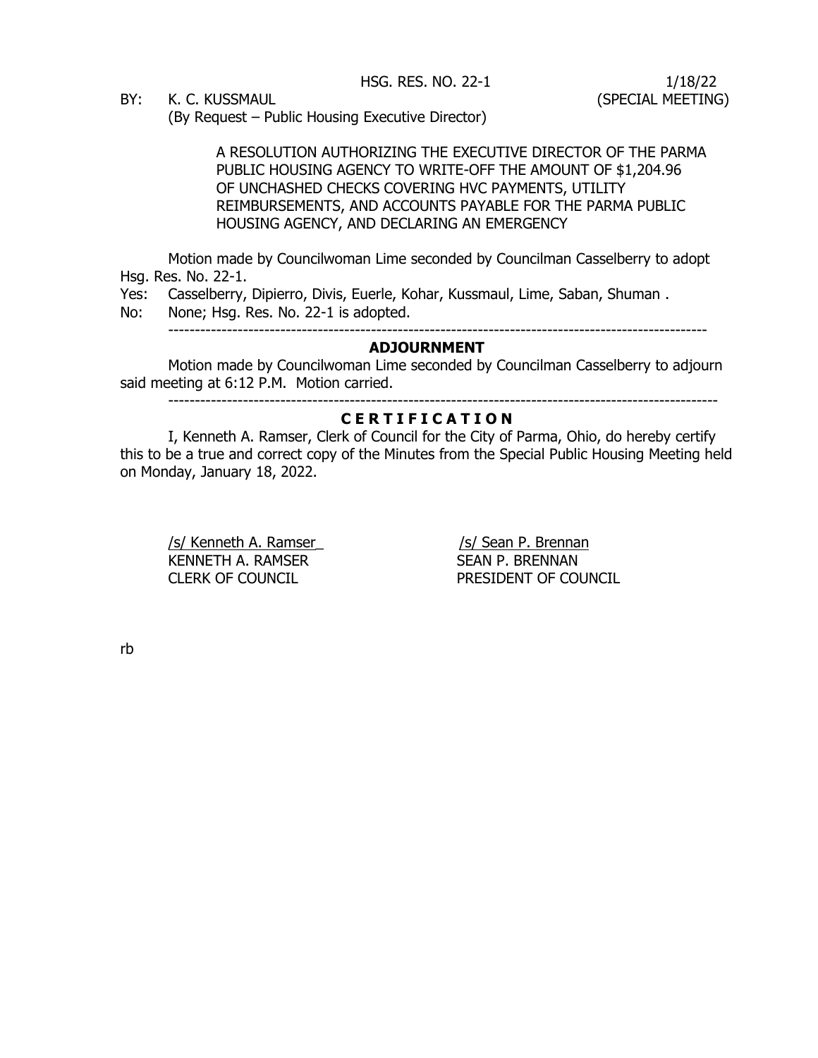HSG. RES. NO. 22-1 1/18/22

BY: K. C. KUSSMAUL (SPECIAL MEETING)
(By Request – Public Housing Executive Director)

A RESOLUTION AUTHORIZING THE EXECUTIVE DIRECTOR OF THE PARMA PUBLIC HOUSING AGENCY TO WRITE-OFF THE AMOUNT OF $1,204.96 OF UNCHASHED CHECKS COVERING HVC PAYMENTS, UTILITY REIMBURSEMENTS, AND ACCOUNTS PAYABLE FOR THE PARMA PUBLIC HOUSING AGENCY, AND DECLARING AN EMERGENCY

Motion made by Councilwoman Lime seconded by Councilman Casselberry to adopt Hsg. Res. No. 22-1.

Yes: Casselberry, Dipierro, Divis, Euerle, Kohar, Kussmaul, Lime, Saban, Shuman .
No: None; Hsg. Res. No. 22-1 is adopted.

---

## ADJOURNMENT

Motion made by Councilwoman Lime seconded by Councilman Casselberry to adjourn said meeting at 6:12 P.M. Motion carried.

---

## C E R T I F I C A T I O N

I, Kenneth A. Ramser, Clerk of Council for the City of Parma, Ohio, do hereby certify this to be a true and correct copy of the Minutes from the Special Public Housing Meeting held on Monday, January 18, 2022.

/s/ Kenneth A. Ramser
KENNETH A. RAMSER
CLERK OF COUNCIL

/s/ Sean P. Brennan
SEAN P. BRENNAN
PRESIDENT OF COUNCIL

rb